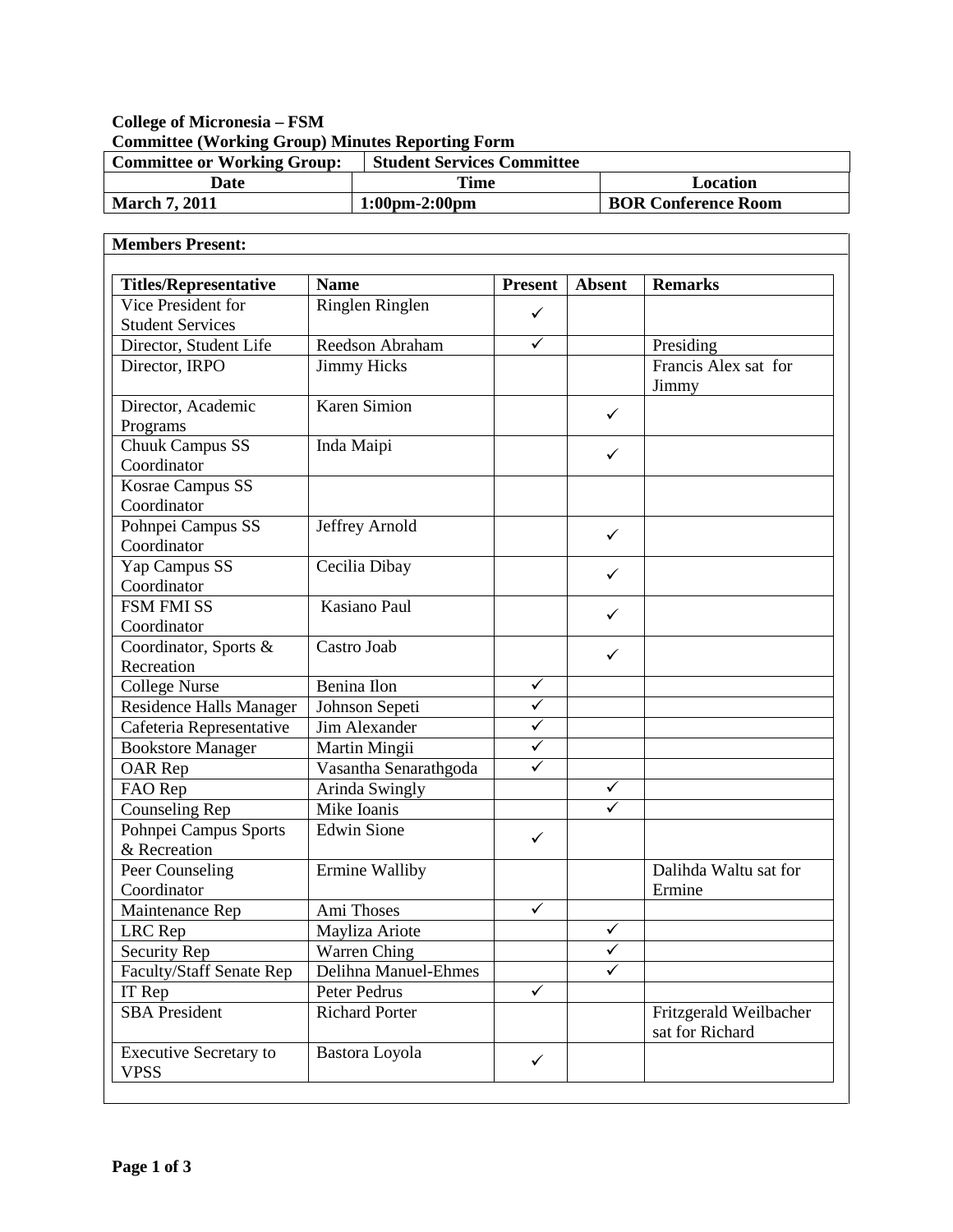**College of Micronesia – FSM**
**Committee (Working Group) Minutes Reporting Form**

| **Committee or Working Group:** | **Student Services Committee** | |
|---|---|---|
| **Date** | **Time** | **Location** |
| **March 7, 2011** | **1:00pm-2:00pm** | **BOR Conference Room** |

**Members Present:**

| Titles/Representative | Name | Present | Absent | Remarks |
|---|---|---|---|---|
| Vice President for Student Services | Ringlen Ringlen | ✓ | | |
| Director, Student Life | Reedson Abraham | ✓ | | Presiding |
| Director, IRPO | Jimmy Hicks | | | Francis Alex sat for Jimmy |
| Director, Academic Programs | Karen Simion | | ✓ | |
| Chuuk Campus SS Coordinator | Inda Maipi | | ✓ | |
| Kosrae Campus SS Coordinator | | | | |
| Pohnpei Campus SS Coordinator | Jeffrey Arnold | | ✓ | |
| Yap Campus SS Coordinator | Cecilia Dibay | | ✓ | |
| FSM FMI SS Coordinator | Kasiano Paul | | ✓ | |
| Coordinator, Sports & Recreation | Castro Joab | | ✓ | |
| College Nurse | Benina Ilon | ✓ | | |
| Residence Halls Manager | Johnson Sepeti | ✓ | | |
| Cafeteria Representative | Jim Alexander | ✓ | | |
| Bookstore Manager | Martin Mingii | ✓ | | |
| OAR Rep | Vasantha Senarathgoda | ✓ | | |
| FAO Rep | Arinda Swingly | | ✓ | |
| Counseling Rep | Mike Ioanis | | ✓ | |
| Pohnpei Campus Sports & Recreation | Edwin Sione | ✓ | | |
| Peer Counseling Coordinator | Ermine Walliby | | | Dalihda Waltu sat for Ermine |
| Maintenance Rep | Ami Thoses | ✓ | | |
| LRC Rep | Mayliza Ariote | | ✓ | |
| Security Rep | Warren Ching | | ✓ | |
| Faculty/Staff Senate Rep | Delihna Manuel-Ehmes | | ✓ | |
| IT Rep | Peter Pedrus | ✓ | | |
| SBA President | Richard Porter | | | Fritzgerald Weilbacher sat for Richard |
| Executive Secretary to VPSS | Bastora Loyola | ✓ | | |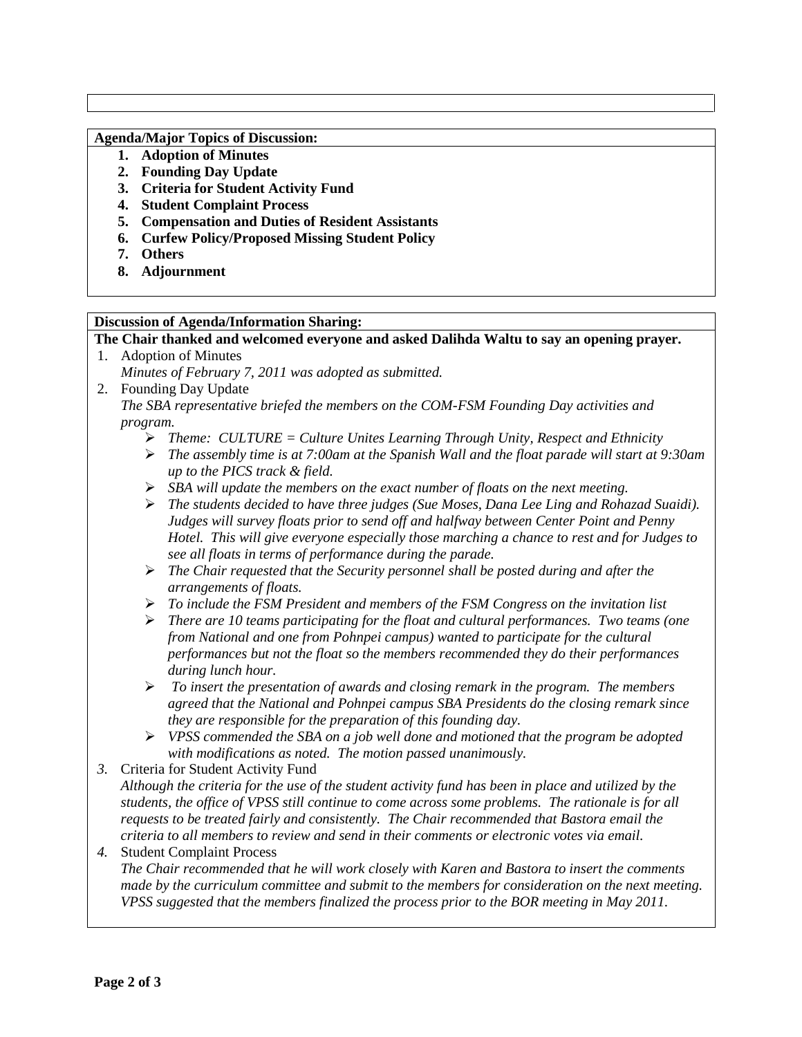**Agenda/Major Topics of Discussion:**

1. **Adoption of Minutes**
2. **Founding Day Update**
3. **Criteria for Student Activity Fund**
4. **Student Complaint Process**
5. **Compensation and Duties of Resident Assistants**
6. **Curfew Policy/Proposed Missing Student Policy**
7. **Others**
8. **Adjournment**

**Discussion of Agenda/Information Sharing:**

**The Chair thanked and welcomed everyone and asked Dalihda Waltu to say an opening prayer.**

1. Adoption of Minutes
   *Minutes of February 7, 2011 was adopted as submitted.*
2. Founding Day Update
   *The SBA representative briefed the members on the COM-FSM Founding Day activities and program.*
   - *Theme: CULTURE = Culture Unites Learning Through Unity, Respect and Ethnicity*
   - *The assembly time is at 7:00am at the Spanish Wall and the float parade will start at 9:30am up to the PICS track & field.*
   - *SBA will update the members on the exact number of floats on the next meeting.*
   - *The students decided to have three judges (Sue Moses, Dana Lee Ling and Rohazad Suaidi). Judges will survey floats prior to send off and halfway between Center Point and Penny Hotel. This will give everyone especially those marching a chance to rest and for Judges to see all floats in terms of performance during the parade.*
   - *The Chair requested that the Security personnel shall be posted during and after the arrangements of floats.*
   - *To include the FSM President and members of the FSM Congress on the invitation list*
   - *There are 10 teams participating for the float and cultural performances. Two teams (one from National and one from Pohnpei campus) wanted to participate for the cultural performances but not the float so the members recommended they do their performances during lunch hour.*
   - *To insert the presentation of awards and closing remark in the program. The members agreed that the National and Pohnpei campus SBA Presidents do the closing remark since they are responsible for the preparation of this founding day.*
   - *VPSS commended the SBA on a job well done and motioned that the program be adopted with modifications as noted. The motion passed unanimously.*
3. Criteria for Student Activity Fund
   *Although the criteria for the use of the student activity fund has been in place and utilized by the students, the office of VPSS still continue to come across some problems. The rationale is for all requests to be treated fairly and consistently. The Chair recommended that Bastora email the criteria to all members to review and send in their comments or electronic votes via email.*
4. Student Complaint Process
   *The Chair recommended that he will work closely with Karen and Bastora to insert the comments made by the curriculum committee and submit to the members for consideration on the next meeting. VPSS suggested that the members finalized the process prior to the BOR meeting in May 2011.*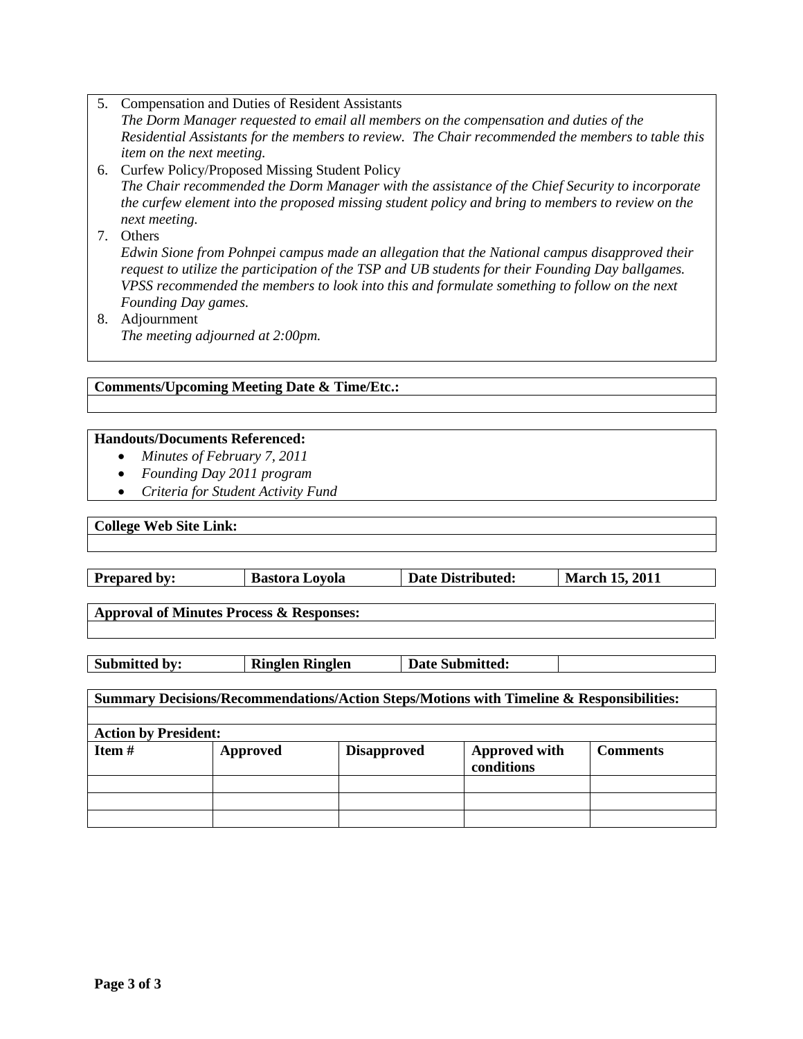5. Compensation and Duties of Resident Assistants
   *The Dorm Manager requested to email all members on the compensation and duties of the Residential Assistants for the members to review. The Chair recommended the members to table this item on the next meeting.*
6. Curfew Policy/Proposed Missing Student Policy
   *The Chair recommended the Dorm Manager with the assistance of the Chief Security to incorporate the curfew element into the proposed missing student policy and bring to members to review on the next meeting.*
7. Others
   *Edwin Sione from Pohnpei campus made an allegation that the National campus disapproved their request to utilize the participation of the TSP and UB students for their Founding Day ballgames. VPSS recommended the members to look into this and formulate something to follow on the next Founding Day games.*
8. Adjournment
   *The meeting adjourned at 2:00pm.*

**Comments/Upcoming Meeting Date & Time/Etc.:**

**Handouts/Documents Referenced:**

- *Minutes of February 7, 2011*
- *Founding Day 2011 program*
- *Criteria for Student Activity Fund*

**College Web Site Link:**

| **Prepared by:** | **Bastora Loyola** | **Date Distributed:** | **March 15, 2011** |
|---|---|---|---|

**Approval of Minutes Process & Responses:**

| **Submitted by:** | **Ringlen Ringlen** | **Date Submitted:** | |
|---|---|---|---|

**Summary Decisions/Recommendations/Action Steps/Motions with Timeline & Responsibilities:**

**Action by President:**

| Item # | Approved | Disapproved | Approved with conditions | Comments |
|---|---|---|---|---|
| | | | | |
| | | | | |
| | | | | |